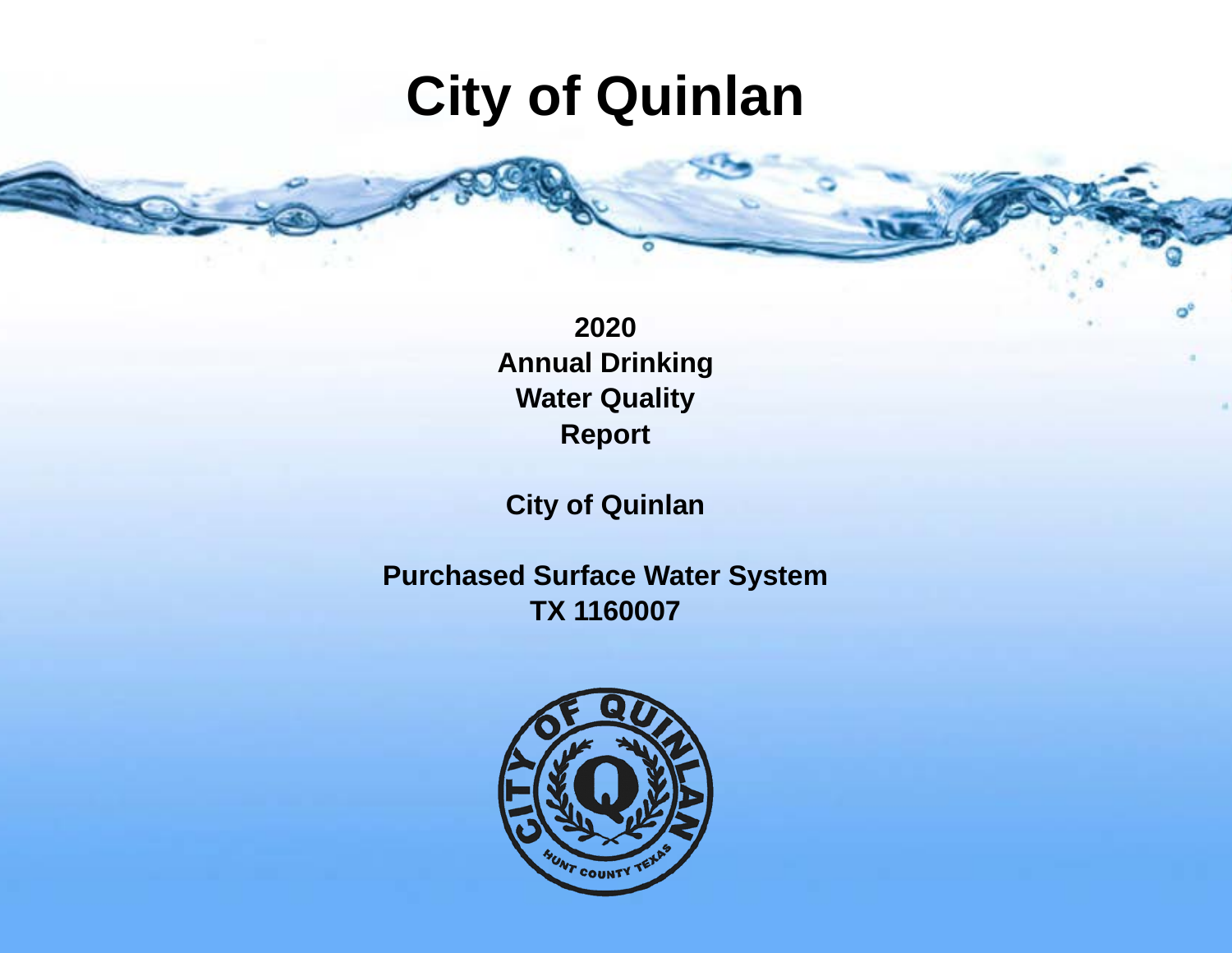# City of Quinlan

**2020**
**Annual Drinking Water Quality Report**

**City of Quinlan**

**Purchased Surface Water System**
**TX 1160007**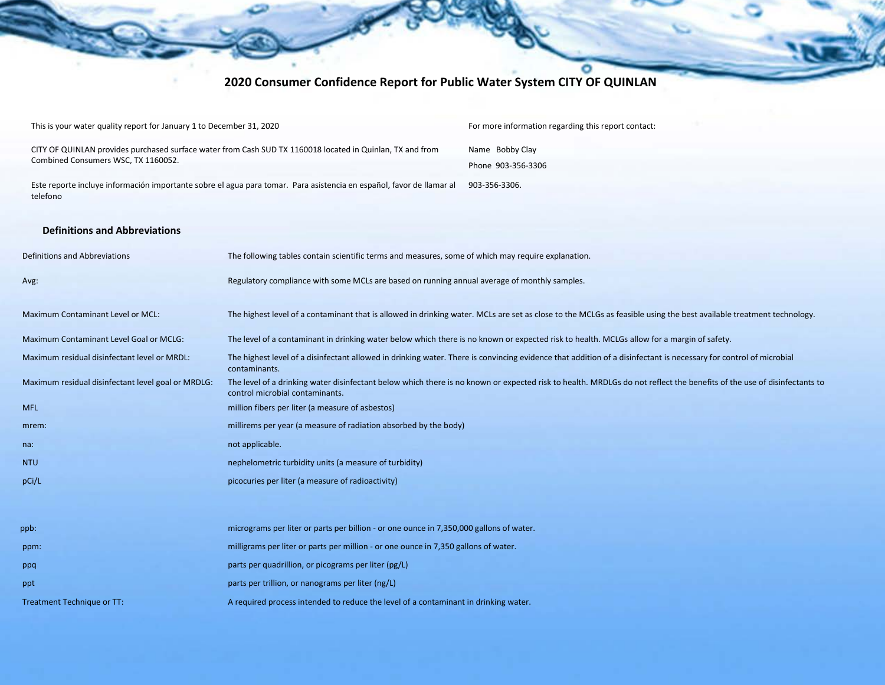# 2020 Consumer Confidence Report for Public Water System CITY OF QUINLAN

This is your water quality report for January 1 to December 31, 2020

CITY OF QUINLAN provides purchased surface water from Cash SUD TX 1160018 located in Quinlan, TX and from Combined Consumers WSC, TX 1160052.

Este reporte incluye información importante sobre el agua para tomar. Para asistencia en español, favor de llamar al telefono 903-356-3306.

For more information regarding this report contact:

Name Bobby Clay

Phone 903-356-3306

## Definitions and Abbreviations

| Definitions and Abbreviations | The following tables contain scientific terms and measures, some of which may require explanation. |
|---|---|
| Avg: | Regulatory compliance with some MCLs are based on running annual average of monthly samples. |
| Maximum Contaminant Level or MCL: | The highest level of a contaminant that is allowed in drinking water. MCLs are set as close to the MCLGs as feasible using the best available treatment technology. |
| Maximum Contaminant Level Goal or MCLG: | The level of a contaminant in drinking water below which there is no known or expected risk to health. MCLGs allow for a margin of safety. |
| Maximum residual disinfectant level or MRDL: | The highest level of a disinfectant allowed in drinking water. There is convincing evidence that addition of a disinfectant is necessary for control of microbial contaminants. |
| Maximum residual disinfectant level goal or MRDLG: | The level of a drinking water disinfectant below which there is no known or expected risk to health. MRDLGs do not reflect the benefits of the use of disinfectants to control microbial contaminants. |
| MFL | million fibers per liter (a measure of asbestos) |
| mrem: | millirems per year (a measure of radiation absorbed by the body) |
| na: | not applicable. |
| NTU | nephelometric turbidity units (a measure of turbidity) |
| pCi/L | picocuries per liter (a measure of radioactivity) |
| ppb: | micrograms per liter or parts per billion - or one ounce in 7,350,000 gallons of water. |
| ppm: | milligrams per liter or parts per million - or one ounce in 7,350 gallons of water. |
| ppq | parts per quadrillion, or picograms per liter (pg/L) |
| ppt | parts per trillion, or nanograms per liter (ng/L) |
| Treatment Technique or TT: | A required process intended to reduce the level of a contaminant in drinking water. |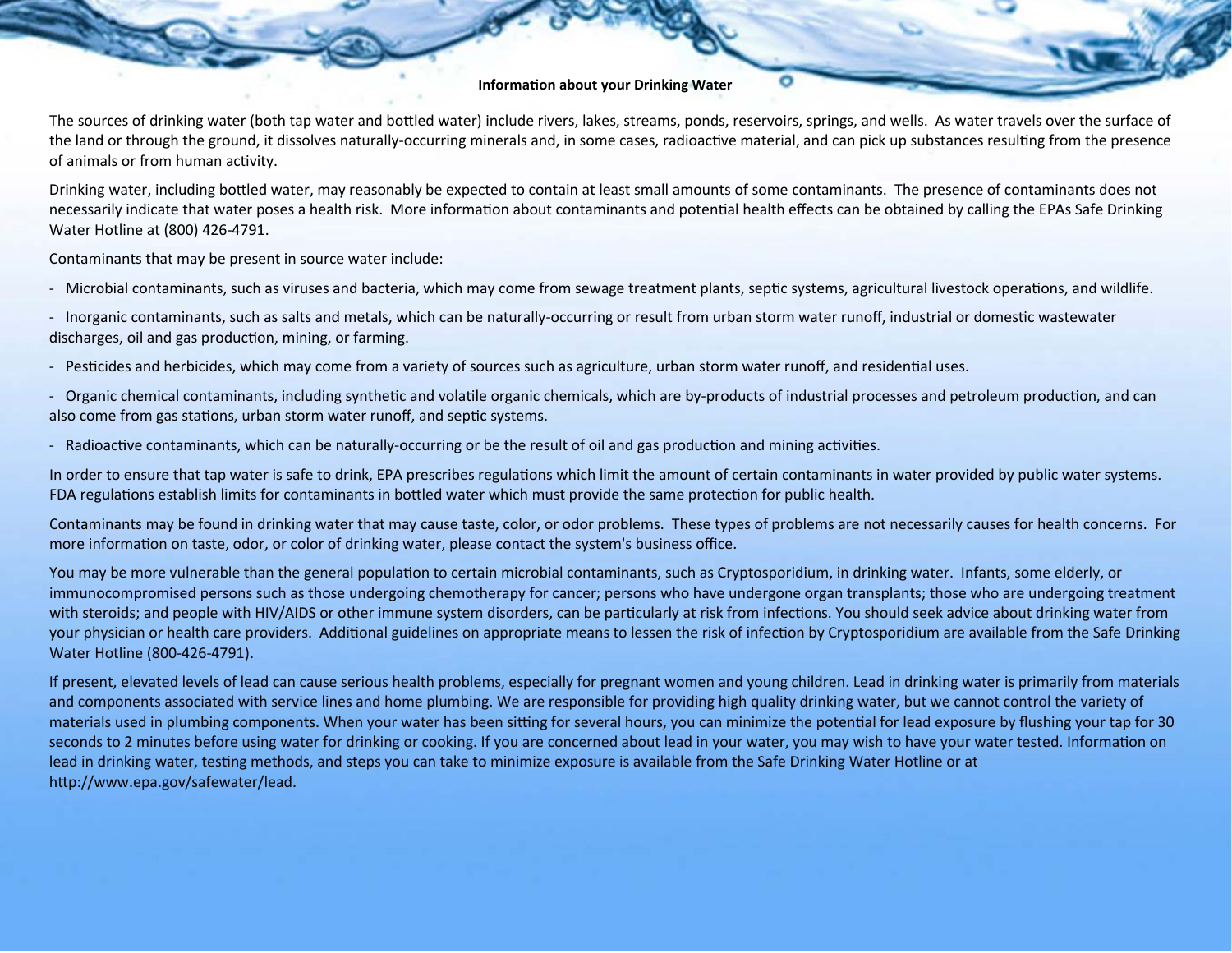**Information about your Drinking Water**

The sources of drinking water (both tap water and bottled water) include rivers, lakes, streams, ponds, reservoirs, springs, and wells. As water travels over the surface of the land or through the ground, it dissolves naturally-occurring minerals and, in some cases, radioactive material, and can pick up substances resulting from the presence of animals or from human activity.

Drinking water, including bottled water, may reasonably be expected to contain at least small amounts of some contaminants. The presence of contaminants does not necessarily indicate that water poses a health risk. More information about contaminants and potential health effects can be obtained by calling the EPAs Safe Drinking Water Hotline at (800) 426-4791.

Contaminants that may be present in source water include:

- Microbial contaminants, such as viruses and bacteria, which may come from sewage treatment plants, septic systems, agricultural livestock operations, and wildlife.
- Inorganic contaminants, such as salts and metals, which can be naturally-occurring or result from urban storm water runoff, industrial or domestic wastewater discharges, oil and gas production, mining, or farming.
- Pesticides and herbicides, which may come from a variety of sources such as agriculture, urban storm water runoff, and residential uses.
- Organic chemical contaminants, including synthetic and volatile organic chemicals, which are by-products of industrial processes and petroleum production, and can also come from gas stations, urban storm water runoff, and septic systems.
- Radioactive contaminants, which can be naturally-occurring or be the result of oil and gas production and mining activities.

In order to ensure that tap water is safe to drink, EPA prescribes regulations which limit the amount of certain contaminants in water provided by public water systems. FDA regulations establish limits for contaminants in bottled water which must provide the same protection for public health.

Contaminants may be found in drinking water that may cause taste, color, or odor problems. These types of problems are not necessarily causes for health concerns. For more information on taste, odor, or color of drinking water, please contact the system's business office.

You may be more vulnerable than the general population to certain microbial contaminants, such as Cryptosporidium, in drinking water. Infants, some elderly, or immunocompromised persons such as those undergoing chemotherapy for cancer; persons who have undergone organ transplants; those who are undergoing treatment with steroids; and people with HIV/AIDS or other immune system disorders, can be particularly at risk from infections. You should seek advice about drinking water from your physician or health care providers. Additional guidelines on appropriate means to lessen the risk of infection by Cryptosporidium are available from the Safe Drinking Water Hotline (800-426-4791).

If present, elevated levels of lead can cause serious health problems, especially for pregnant women and young children. Lead in drinking water is primarily from materials and components associated with service lines and home plumbing. We are responsible for providing high quality drinking water, but we cannot control the variety of materials used in plumbing components. When your water has been sitting for several hours, you can minimize the potential for lead exposure by flushing your tap for 30 seconds to 2 minutes before using water for drinking or cooking. If you are concerned about lead in your water, you may wish to have your water tested. Information on lead in drinking water, testing methods, and steps you can take to minimize exposure is available from the Safe Drinking Water Hotline or at http://www.epa.gov/safewater/lead.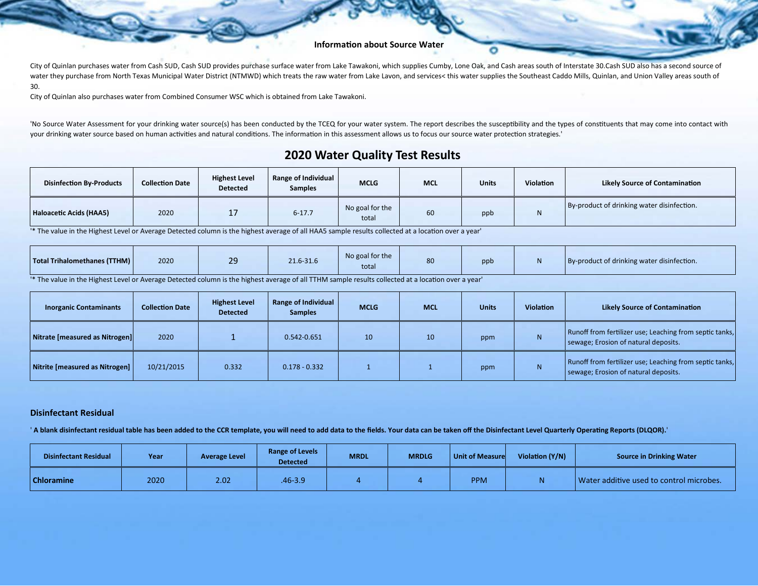## Information about Source Water

City of Quinlan purchases water from Cash SUD, Cash SUD provides purchase surface water from Lake Tawakoni, which supplies Cumby, Lone Oak, and Cash areas south of Interstate 30.Cash SUD also has a second source of water they purchase from North Texas Municipal Water District (NTMWD) which treats the raw water from Lake Lavon, and services< this water supplies the Southeast Caddo Mills, Quinlan, and Union Valley areas south of 30.

City of Quinlan also purchases water from Combined Consumer WSC which is obtained from Lake Tawakoni.

'No Source Water Assessment for your drinking water source(s) has been conducted by the TCEQ for your water system. The report describes the susceptibility and the types of constituents that may come into contact with your drinking water source based on human activities and natural conditions. The information in this assessment allows us to focus our source water protection strategies.'

## 2020 Water Quality Test Results

| Disinfection By-Products | Collection Date | Highest Level Detected | Range of Individual Samples | MCLG | MCL | Units | Violation | Likely Source of Contamination |
|---|---|---|---|---|---|---|---|---|
| Haloacetic Acids (HAA5) | 2020 | 17 | 6-17.7 | No goal for the total | 60 | ppb | N | By-product of drinking water disinfection. |

'* The value in the Highest Level or Average Detected column is the highest average of all HAA5 sample results collected at a location over a year'

| Disinfection By-Products | Collection Date | Highest Level Detected | Range of Individual Samples | MCLG | MCL | Units | Violation | Likely Source of Contamination |
|---|---|---|---|---|---|---|---|---|
| Total Trihalomethanes (TTHM) | 2020 | 29 | 21.6-31.6 | No goal for the total | 80 | ppb | N | By-product of drinking water disinfection. |

'* The value in the Highest Level or Average Detected column is the highest average of all TTHM sample results collected at a location over a year'

| Inorganic Contaminants | Collection Date | Highest Level Detected | Range of Individual Samples | MCLG | MCL | Units | Violation | Likely Source of Contamination |
|---|---|---|---|---|---|---|---|---|
| Nitrate [measured as Nitrogen] | 2020 | 1 | 0.542-0.651 | 10 | 10 | ppm | N | Runoff from fertilizer use; Leaching from septic tanks, sewage; Erosion of natural deposits. |
| Nitrite [measured as Nitrogen] | 10/21/2015 | 0.332 | 0.178 - 0.332 | 1 | 1 | ppm | N | Runoff from fertilizer use; Leaching from septic tanks, sewage; Erosion of natural deposits. |

### Disinfectant Residual

**' A blank disinfectant residual table has been added to the CCR template, you will need to add data to the fields. Your data can be taken off the Disinfectant Level Quarterly Operating Reports (DLQOR).'**

| Disinfectant Residual | Year | Average Level | Range of Levels Detected | MRDL | MRDLG | Unit of Measure | Violation (Y/N) | Source in Drinking Water |
|---|---|---|---|---|---|---|---|---|
| Chloramine | 2020 | 2.02 | .46-3.9 | 4 | 4 | PPM | N | Water additive used to control microbes. |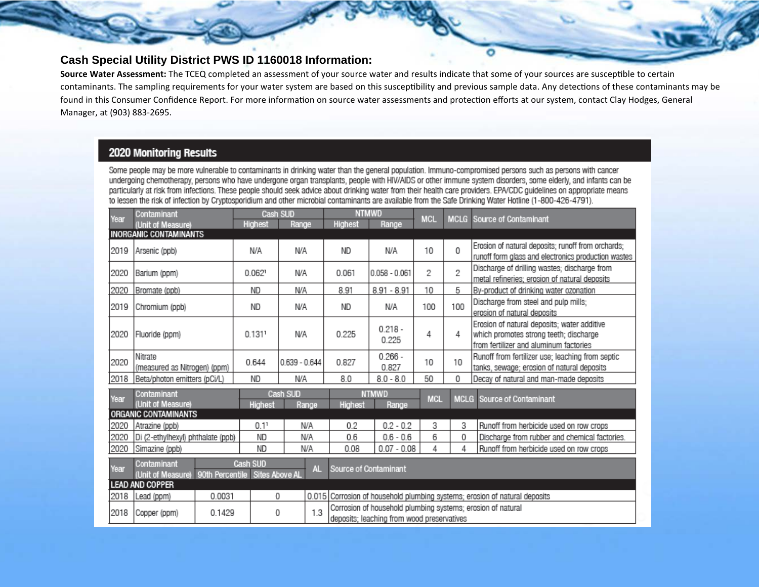## Cash Special Utility District PWS ID 1160018 Information:

**Source Water Assessment:** The TCEQ completed an assessment of your source water and results indicate that some of your sources are susceptible to certain contaminants. The sampling requirements for your water system are based on this susceptibility and previous sample data. Any detections of these contaminants may be found in this Consumer Confidence Report. For more information on source water assessments and protection efforts at our system, contact Clay Hodges, General Manager, at (903) 883-2695.

### 2020 Monitoring Results

Some people may be more vulnerable to contaminants in drinking water than the general population. Immuno-compromised persons such as persons with cancer undergoing chemotherapy, persons who have undergone organ transplants, people with HIV/AIDS or other immune system disorders, some elderly, and infants can be particularly at risk from infections. These people should seek advice about drinking water from their health care providers. EPA/CDC guidelines on appropriate means to lessen the risk of infection by Cryptosporidium and other microbial contaminants are available from the Safe Drinking Water Hotline (1-800-426-4791).

| Year | Contaminant (Unit of Measure) | Cash SUD | | NTMWD | | MCL | MCLG | Source of Contaminant |
|---|---|---|---|---|---|---|---|---|
| | | Highest | Range | Highest | Range | | | |
| **INORGANIC CONTAMINANTS** | | | | | | | | |
| 2019 | Arsenic (ppb) | N/A | N/A | ND | N/A | 10 | 0 | Erosion of natural deposits; runoff from orchards; runoff form glass and electronics production wastes |
| 2020 | Barium (ppm) | 0.062[1] | N/A | 0.061 | 0.058 - 0.061 | 2 | 2 | Discharge of drilling wastes; discharge from metal refineries; erosion of natural deposits |
| 2020 | Bromate (ppb) | ND | N/A | 8.91 | 8.91 - 8.91 | 10 | 5 | By-product of drinking water ozonation |
| 2019 | Chromium (ppb) | ND | N/A | ND | N/A | 100 | 100 | Discharge from steel and pulp mills; erosion of natural deposits |
| 2020 | Fluoride (ppm) | 0.131[1] | N/A | 0.225 | 0.218 - 0.225 | 4 | 4 | Erosion of natural deposits; water additive which promotes strong teeth; discharge from fertilizer and aluminum factories |
| 2020 | Nitrate (measured as Nitrogen) (ppm) | 0.644 | 0.639 - 0.644 | 0.827 | 0.266 - 0.827 | 10 | 10 | Runoff from fertilizer use; leaching from septic tanks, sewage; erosion of natural deposits |
| 2018 | Beta/photon emitters (pCi/L) | ND | N/A | 8.0 | 8.0 - 8.0 | 50 | 0 | Decay of natural and man-made deposits |

| Year | Contaminant (Unit of Measure) | Cash SUD | | NTMWD | | MCL | MCLG | Source of Contaminant |
|---|---|---|---|---|---|---|---|---|
| | | Highest | Range | Highest | Range | | | |
| **ORGANIC CONTAMINANTS** | | | | | | | | |
| 2020 | Atrazine (ppb) | 0.1[1] | N/A | 0.2 | 0.2 - 0.2 | 3 | 3 | Runoff from herbicide used on row crops |
| 2020 | Di (2-ethylhexyl) phthalate (ppb) | ND | N/A | 0.6 | 0.6 - 0.6 | 6 | 0 | Discharge from rubber and chemical factories. |
| 2020 | Simazine (ppb) | ND | N/A | 0.08 | 0.07 - 0.08 | 4 | 4 | Runoff from herbicide used on row crops |

| Year | Contaminant (Unit of Measure) | Cash SUD | | AL | Source of Contaminant |
|---|---|---|---|---|---|
| | | 90th Percentile | Sites Above AL | | |
| **LEAD AND COPPER** | | | | | |
| 2018 | Lead (ppm) | 0.0031 | 0 | 0.015 | Corrosion of household plumbing systems; erosion of natural deposits |
| 2018 | Copper (ppm) | 0.1429 | 0 | 1.3 | Corrosion of household plumbing systems; erosion of natural deposits; leaching from wood preservatives |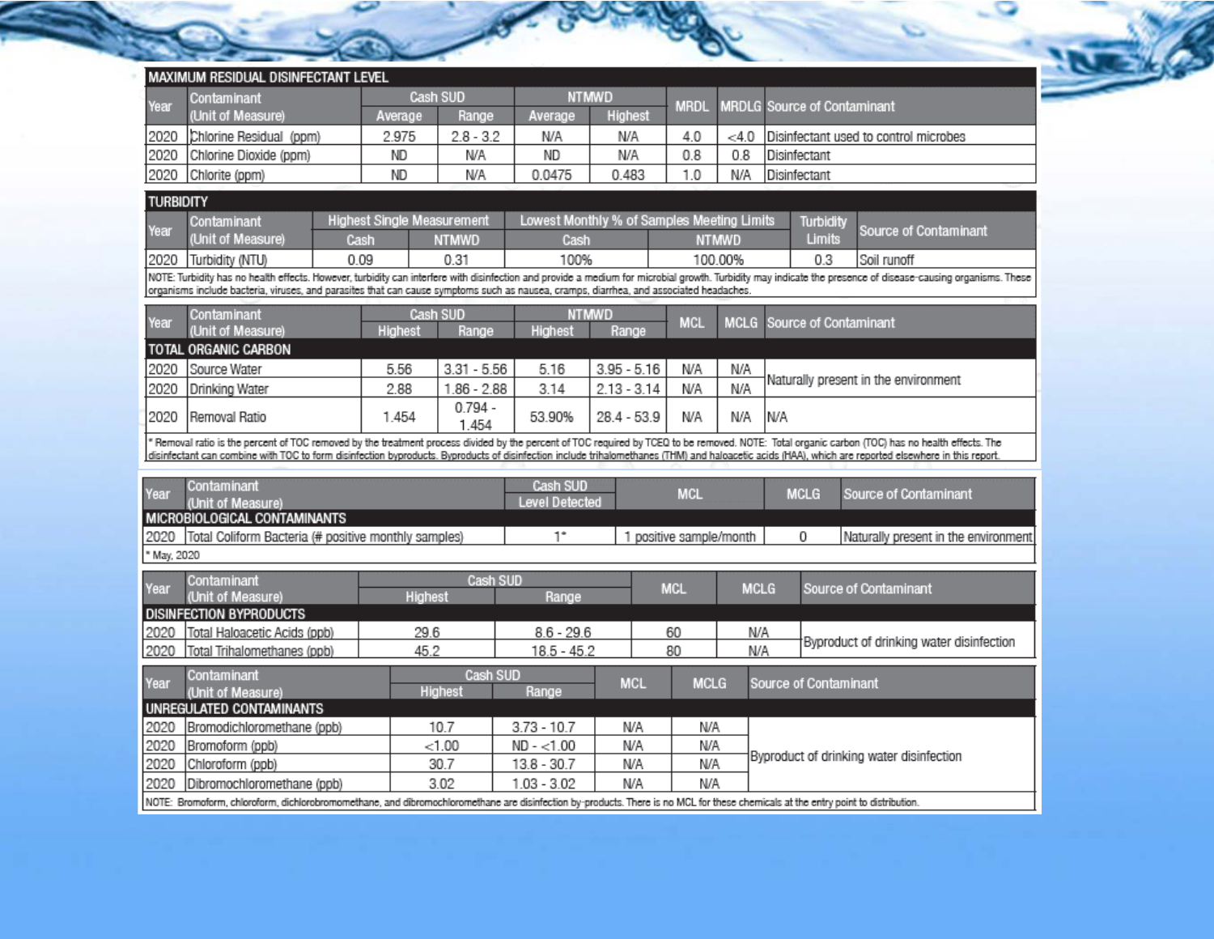## MAXIMUM RESIDUAL DISINFECTANT LEVEL

| Year | Contaminant (Unit of Measure) | Cash SUD | | NTMWD | | MRDL | MRDLG | Source of Contaminant |
|---|---|---|---|---|---|---|---|---|
| | | Average | Range | Average | Highest | | | |
| 2020 | Chlorine Residual (ppm) | 2.975 | 2.8 - 3.2 | N/A | N/A | 4.0 | <4.0 | Disinfectant used to control microbes |
| 2020 | Chlorine Dioxide (ppm) | ND | N/A | ND | N/A | 0.8 | 0.8 | Disinfectant |
| 2020 | Chlorite (ppm) | ND | N/A | 0.0475 | 0.483 | 1.0 | N/A | Disinfectant |

## TURBIDITY

| Year | Contaminant (Unit of Measure) | Highest Single Measurement | | Lowest Monthly % of Samples Meeting Limits | | Turbidity Limits | Source of Contaminant |
|---|---|---|---|---|---|---|---|
| | | Cash | NTMWD | Cash | NTMWD | | |
| 2020 | Turbidity (NTU) | 0.09 | 0.31 | 100% | 100.00% | 0.3 | Soil runoff |

NOTE: Turbidity has no health effects. However, turbidity can interfere with disinfection and provide a medium for microbial growth. Turbidity may indicate the presence of disease-causing organisms. These organisms include bacteria, viruses, and parasites that can cause symptoms such as nausea, cramps, diarrhea, and associated headaches.

## TOTAL ORGANIC CARBON

| Year | Contaminant (Unit of Measure) | Cash SUD | | NTMWD | | MCL | MCLG | Source of Contaminant |
|---|---|---|---|---|---|---|---|---|
| | | Highest | Range | Highest | Range | | | |
| 2020 | Source Water | 5.56 | 3.31 - 5.56 | 5.16 | 3.95 - 5.16 | N/A | N/A | Naturally present in the environment |
| 2020 | Drinking Water | 2.88 | 1.86 - 2.88 | 3.14 | 2.13 - 3.14 | N/A | N/A | Naturally present in the environment |
| 2020 | Removal Ratio | 1.454 | 0.794 - 1.454 | 53.90% | 28.4 - 53.9 | N/A | N/A | N/A |

* Removal ratio is the percent of TOC removed by the treatment process divided by the percent of TOC required by TCEQ to be removed. NOTE: Total organic carbon (TOC) has no health effects. The disinfectant can combine with TOC to form disinfection byproducts. Byproducts of disinfection include trihalomethanes (THM) and haloacetic acids (HAA), which are reported elsewhere in this report.

## MICROBIOLOGICAL CONTAMINANTS

| Year | Contaminant (Unit of Measure) | Cash SUD Level Detected | MCL | MCLG | Source of Contaminant |
|---|---|---|---|---|---|
| 2020 | Total Coliform Bacteria (# positive monthly samples) | 1* | 1 positive sample/month | 0 | Naturally present in the environment |

* May, 2020

## DISINFECTION BYPRODUCTS

| Year | Contaminant (Unit of Measure) | Cash SUD | | MCL | MCLG | Source of Contaminant |
|---|---|---|---|---|---|---|
| | | Highest | Range | | | |
| 2020 | Total Haloacetic Acids (ppb) | 29.6 | 8.6 - 29.6 | 60 | N/A | Byproduct of drinking water disinfection |
| 2020 | Total Trihalomethanes (ppb) | 45.2 | 18.5 - 45.2 | 80 | N/A | Byproduct of drinking water disinfection |

## UNREGULATED CONTAMINANTS

| Year | Contaminant (Unit of Measure) | Cash SUD | | MCL | MCLG | Source of Contaminant |
|---|---|---|---|---|---|---|
| | | Highest | Range | | | |
| 2020 | Bromodichloromethane (ppb) | 10.7 | 3.73 - 10.7 | N/A | N/A | Byproduct of drinking water disinfection |
| 2020 | Bromoform (ppb) | <1.00 | ND - <1.00 | N/A | N/A | Byproduct of drinking water disinfection |
| 2020 | Chloroform (ppb) | 30.7 | 13.8 - 30.7 | N/A | N/A | Byproduct of drinking water disinfection |
| 2020 | Dibromochloromethane (ppb) | 3.02 | 1.03 - 3.02 | N/A | N/A | Byproduct of drinking water disinfection |

NOTE: Bromoform, chloroform, dichlorobromomethane, and dibromochloromethane are disinfection by-products. There is no MCL for these chemicals at the entry point to distribution.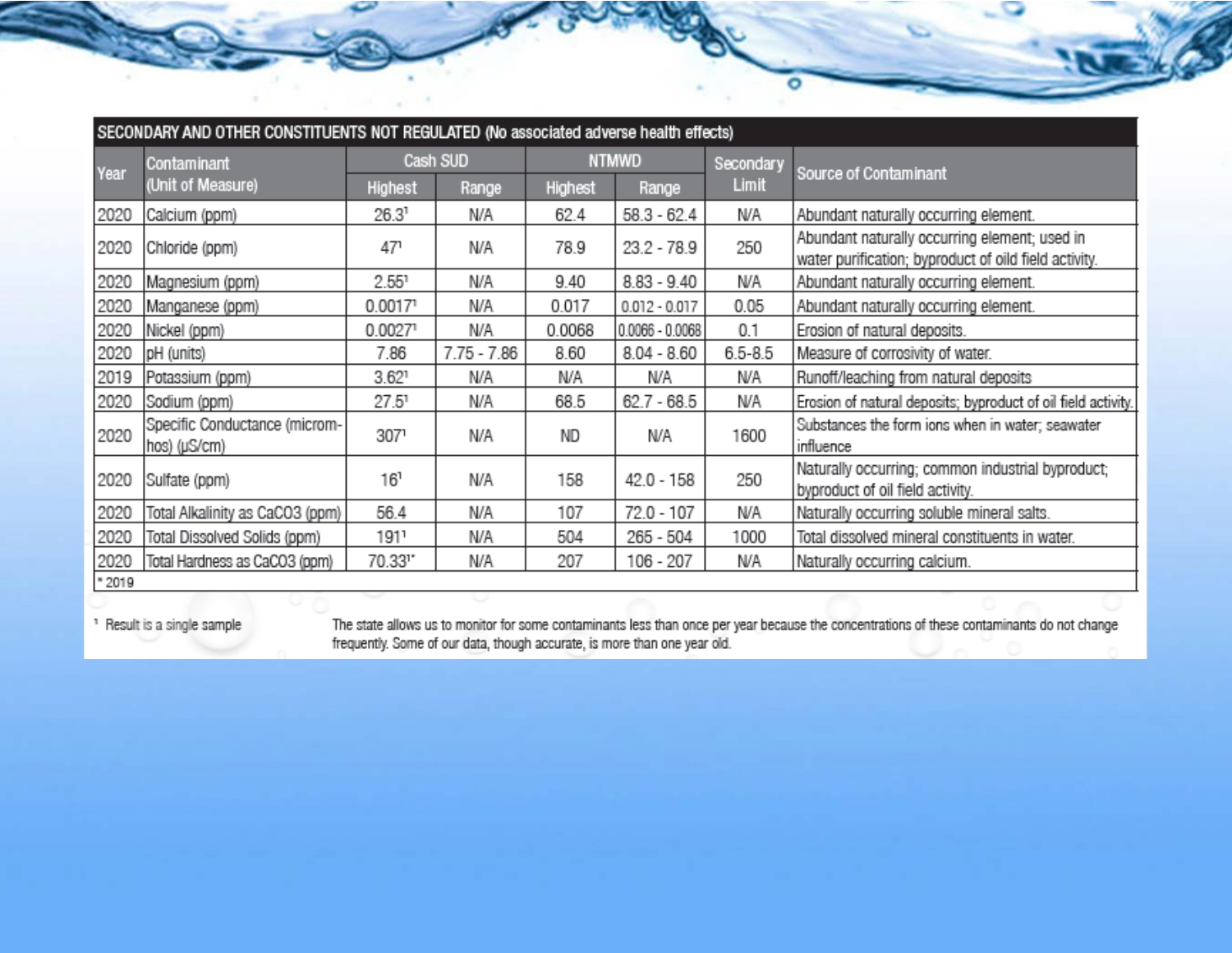| SECONDARY AND OTHER CONSTITUENTS NOT REGULATED (No associated adverse health effects) | | | | | | | | |
|---|---|---|---|---|---|---|---|---|
| Year | Contaminant (Unit of Measure) | Cash SUD | | NTMWD | | Secondary Limit | Source of Contaminant |
| | | Highest | Range | Highest | Range | | |
| 2020 | Calcium (ppm) | 26.3[1] | N/A | 62.4 | 58.3 - 62.4 | N/A | Abundant naturally occurring element. |
| 2020 | Chloride (ppm) | 47[1] | N/A | 78.9 | 23.2 - 78.9 | 250 | Abundant naturally occurring element; used in water purification; byproduct of oild field activity. |
| 2020 | Magnesium (ppm) | 2.55[1] | N/A | 9.40 | 8.83 - 9.40 | N/A | Abundant naturally occurring element. |
| 2020 | Manganese (ppm) | 0.0017[1] | N/A | 0.017 | 0.012 - 0.017 | 0.05 | Abundant naturally occurring element. |
| 2020 | Nickel (ppm) | 0.0027[1] | N/A | 0.0068 | 0.0066 - 0.0068 | 0.1 | Erosion of natural deposits. |
| 2020 | pH (units) | 7.86 | 7.75 - 7.86 | 8.60 | 8.04 - 8.60 | 6.5-8.5 | Measure of corrosivity of water. |
| 2019 | Potassium (ppm) | 3.62[1] | N/A | N/A | N/A | N/A | Runoff/leaching from natural deposits |
| 2020 | Sodium (ppm) | 27.5[1] | N/A | 68.5 | 62.7 - 68.5 | N/A | Erosion of natural deposits; byproduct of oil field activity. |
| 2020 | Specific Conductance (microm-hos) (µS/cm) | 307[1] | N/A | ND | N/A | 1600 | Substances the form ions when in water; seawater influence |
| 2020 | Sulfate (ppm) | 16[1] | N/A | 158 | 42.0 - 158 | 250 | Naturally occurring; common industrial byproduct; byproduct of oil field activity. |
| 2020 | Total Alkalinity as CaCO3 (ppm) | 56.4 | N/A | 107 | 72.0 - 107 | N/A | Naturally occurring soluble mineral salts. |
| 2020 | Total Dissolved Solids (ppm) | 191[1] | N/A | 504 | 265 - 504 | 1000 | Total dissolved mineral constituents in water. |
| 2020 | Total Hardness as CaCO3 (ppm) | 70.33[1]* | N/A | 207 | 106 - 207 | N/A | Naturally occurring calcium. |

\* 2019

[1] Result is a single sample

The state allows us to monitor for some contaminants less than once per year because the concentrations of these contaminants do not change frequently. Some of our data, though accurate, is more than one year old.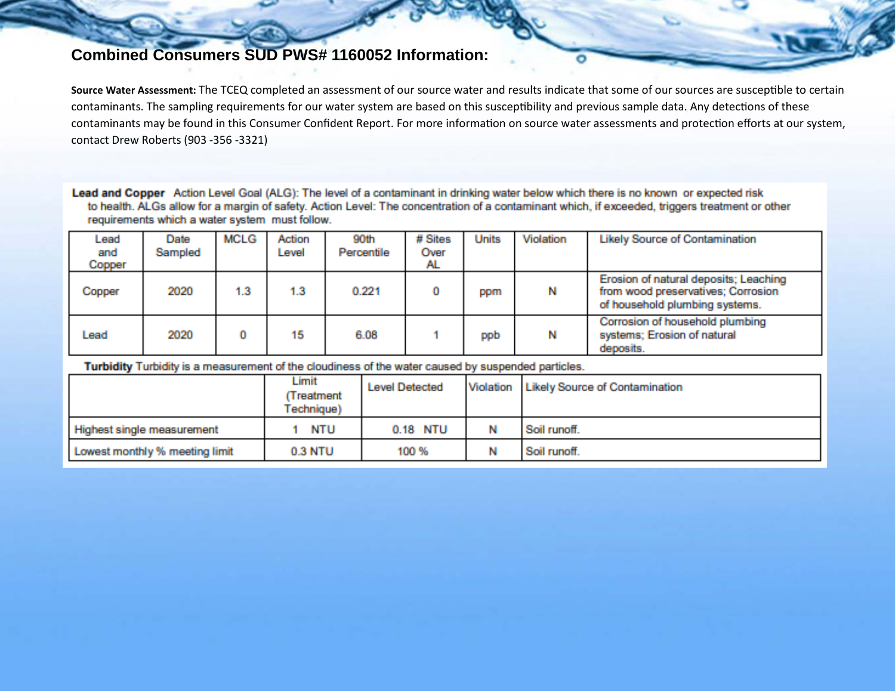## Combined Consumers SUD PWS# 1160052 Information:

**Source Water Assessment:** The TCEQ completed an assessment of our source water and results indicate that some of our sources are susceptible to certain contaminants. The sampling requirements for our water system are based on this susceptibility and previous sample data. Any detections of these contaminants may be found in this Consumer Confident Report. For more information on source water assessments and protection efforts at our system, contact Drew Roberts (903 -356 -3321)

**Lead and Copper** Action Level Goal (ALG): The level of a contaminant in drinking water below which there is no known or expected risk to health. ALGs allow for a margin of safety. Action Level: The concentration of a contaminant which, if exceeded, triggers treatment or other requirements which a water system must follow.

| Lead and Copper | Date Sampled | MCLG | Action Level | 90th Percentile | # Sites Over AL | Units | Violation | Likely Source of Contamination |
|---|---|---|---|---|---|---|---|---|
| Copper | 2020 | 1.3 | 1.3 | 0.221 | 0 | ppm | N | Erosion of natural deposits; Leaching from wood preservatives; Corrosion of household plumbing systems. |
| Lead | 2020 | 0 | 15 | 6.08 | 1 | ppb | N | Corrosion of household plumbing systems; Erosion of natural deposits. |

**Turbidity** Turbidity is a measurement of the cloudiness of the water caused by suspended particles.

| | Limit (Treatment Technique) | Level Detected | Violation | Likely Source of Contamination |
|---|---|---|---|---|
| Highest single measurement | 1 NTU | 0.18 NTU | N | Soil runoff. |
| Lowest monthly % meeting limit | 0.3 NTU | 100 % | N | Soil runoff. |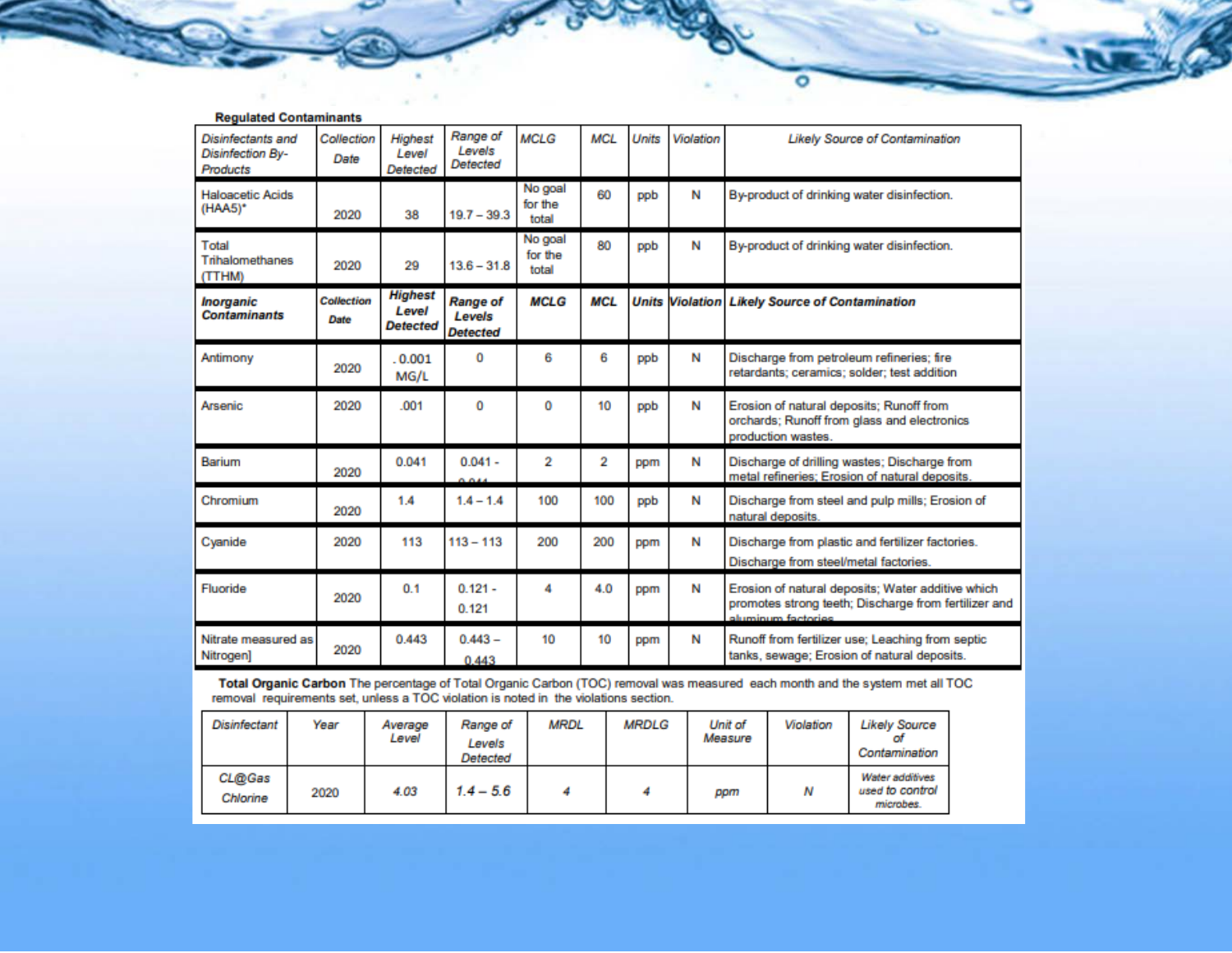**Regulated Contaminants**

| *Disinfectants and Disinfection By-Products* | *Collection Date* | *Highest Level Detected* | *Range of Levels Detected* | *MCLG* | *MCL* | *Units* | *Violation* | *Likely Source of Contamination* |
|---|---|---|---|---|---|---|---|---|
| Haloacetic Acids (HAA5)* | 2020 | 38 | 19.7 – 39.3 | No goal for the total | 60 | ppb | N | By-product of drinking water disinfection. |
| Total Trihalomethanes (TTHM) | 2020 | 29 | 13.6 – 31.8 | No goal for the total | 80 | ppb | N | By-product of drinking water disinfection. |
| ***Inorganic Contaminants*** | ***Collection Date*** | ***Highest Level Detected*** | ***Range of Levels Detected*** | ***MCLG*** | ***MCL*** | ***Units*** | ***Violation*** | ***Likely Source of Contamination*** |
| Antimony | 2020 | . 0.001 MG/L | 0 | 6 | 6 | ppb | N | Discharge from petroleum refineries; fire retardants; ceramics; solder; test addition |
| Arsenic | 2020 | .001 | 0 | 0 | 10 | ppb | N | Erosion of natural deposits; Runoff from orchards; Runoff from glass and electronics production wastes. |
| Barium | 2020 | 0.041 | 0.041 - 0.041 | 2 | 2 | ppm | N | Discharge of drilling wastes; Discharge from metal refineries; Erosion of natural deposits. |
| Chromium | 2020 | 1.4 | 1.4 – 1.4 | 100 | 100 | ppb | N | Discharge from steel and pulp mills; Erosion of natural deposits. |
| Cyanide | 2020 | 113 | 113 – 113 | 200 | 200 | ppm | N | Discharge from plastic and fertilizer factories. Discharge from steel/metal factories. |
| Fluoride | 2020 | 0.1 | 0.121 - 0.121 | 4 | 4.0 | ppm | N | Erosion of natural deposits; Water additive which promotes strong teeth; Discharge from fertilizer and aluminum factories |
| Nitrate measured as Nitrogen] | 2020 | 0.443 | 0.443 – 0.443 | 10 | 10 | ppm | N | Runoff from fertilizer use; Leaching from septic tanks, sewage; Erosion of natural deposits. |

**Total Organic Carbon** The percentage of Total Organic Carbon (TOC) removal was measured each month and the system met all TOC removal requirements set, unless a TOC violation is noted in the violations section.

| *Disinfectant* | *Year* | *Average Level* | *Range of Levels Detected* | *MRDL* | *MRDLG* | *Unit of Measure* | *Violation* | *Likely Source of Contamination* |
|---|---|---|---|---|---|---|---|---|
| *CL@Gas Chlorine* | 2020 | *4.03* | *1.4 – 5.6* | *4* | *4* | *ppm* | *N* | *Water additives used to control microbes.* |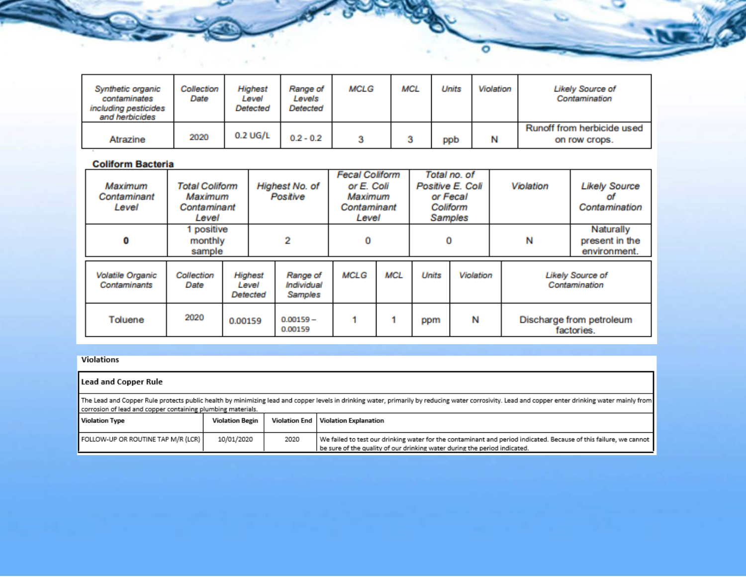| Synthetic organic contaminates including pesticides and herbicides | Collection Date | Highest Level Detected | Range of Levels Detected | MCLG | MCL | Units | Violation | Likely Source of Contamination |
|---|---|---|---|---|---|---|---|---|
| Atrazine | 2020 | 0.2 UG/L | 0.2 - 0.2 | 3 | 3 | ppb | N | Runoff from herbicide used on row crops. |

**Coliform Bacteria**

| Maximum Contaminant Level | Total Coliform Maximum Contaminant Level | Highest No. of Positive | Fecal Coliform or E. Coli Maximum Contaminant Level | Total no. of Positive E. Coli or Fecal Coliform Samples | Violation | Likely Source of Contamination |
|---|---|---|---|---|---|---|
| 0 | 1 positive monthly sample | 2 | 0 | 0 | N | Naturally present in the environment. |

| Volatile Organic Contaminants | Collection Date | Highest Level Detected | Range of Individual Samples | MCLG | MCL | Units | Violation | Likely Source of Contamination |
|---|---|---|---|---|---|---|---|---|
| Toluene | 2020 | 0.00159 | 0.00159 – 0.00159 | 1 | 1 | ppm | N | Discharge from petroleum factories. |

**Violations**

**Lead and Copper Rule**

The Lead and Copper Rule protects public health by minimizing lead and copper levels in drinking water, primarily by reducing water corrosivity. Lead and copper enter drinking water mainly from corrosion of lead and copper containing plumbing materials.

| Violation Type | Violation Begin | Violation End | Violation Explanation |
|---|---|---|---|
| FOLLOW-UP OR ROUTINE TAP M/R (LCR) | 10/01/2020 | 2020 | We failed to test our drinking water for the contaminant and period indicated. Because of this failure, we cannot be sure of the quality of our drinking water during the period indicated. |